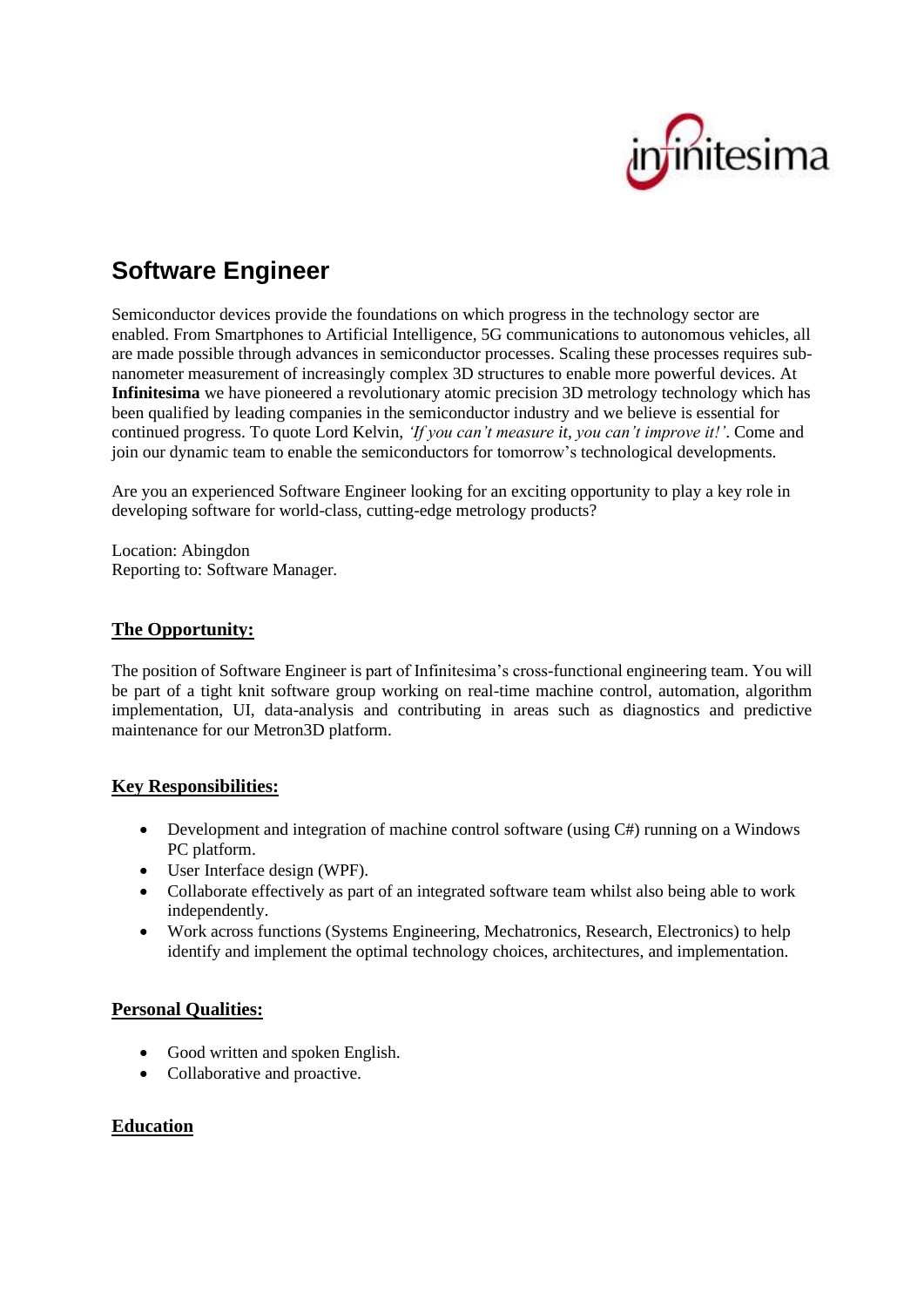# Software Engineer

Semiconductor devices provide the foundations on which progress in the technology sector are enabled. From Smartphones to Artificial Intelligence, 5G communications to autonomous vehicles, all are made possible through advances in semiconductor processes. Scaling these processes requires sub-nanometer measurement of increasingly complex 3D structures to enable more powerful devices. At **Infinitesima** we have pioneered a revolutionary atomic precision 3D metrology technology which has been qualified by leading companies in the semiconductor industry and we believe is essential for continued progress. To quote Lord Kelvin, *'If you can't measure it, you can't improve it!'*. Come and join our dynamic team to enable the semiconductors for tomorrow's technological developments.

Are you an experienced Software Engineer looking for an exciting opportunity to play a key role in developing software for world-class, cutting-edge metrology products?

Location: Abingdon
Reporting to: Software Manager.

## The Opportunity:

The position of Software Engineer is part of Infinitesima's cross-functional engineering team. You will be part of a tight knit software group working on real-time machine control, automation, algorithm implementation, UI, data-analysis and contributing in areas such as diagnostics and predictive maintenance for our Metron3D platform.

## Key Responsibilities:

- Development and integration of machine control software (using C#) running on a Windows PC platform.
- User Interface design (WPF).
- Collaborate effectively as part of an integrated software team whilst also being able to work independently.
- Work across functions (Systems Engineering, Mechatronics, Research, Electronics) to help identify and implement the optimal technology choices, architectures, and implementation.

## Personal Qualities:

- Good written and spoken English.
- Collaborative and proactive.

## Education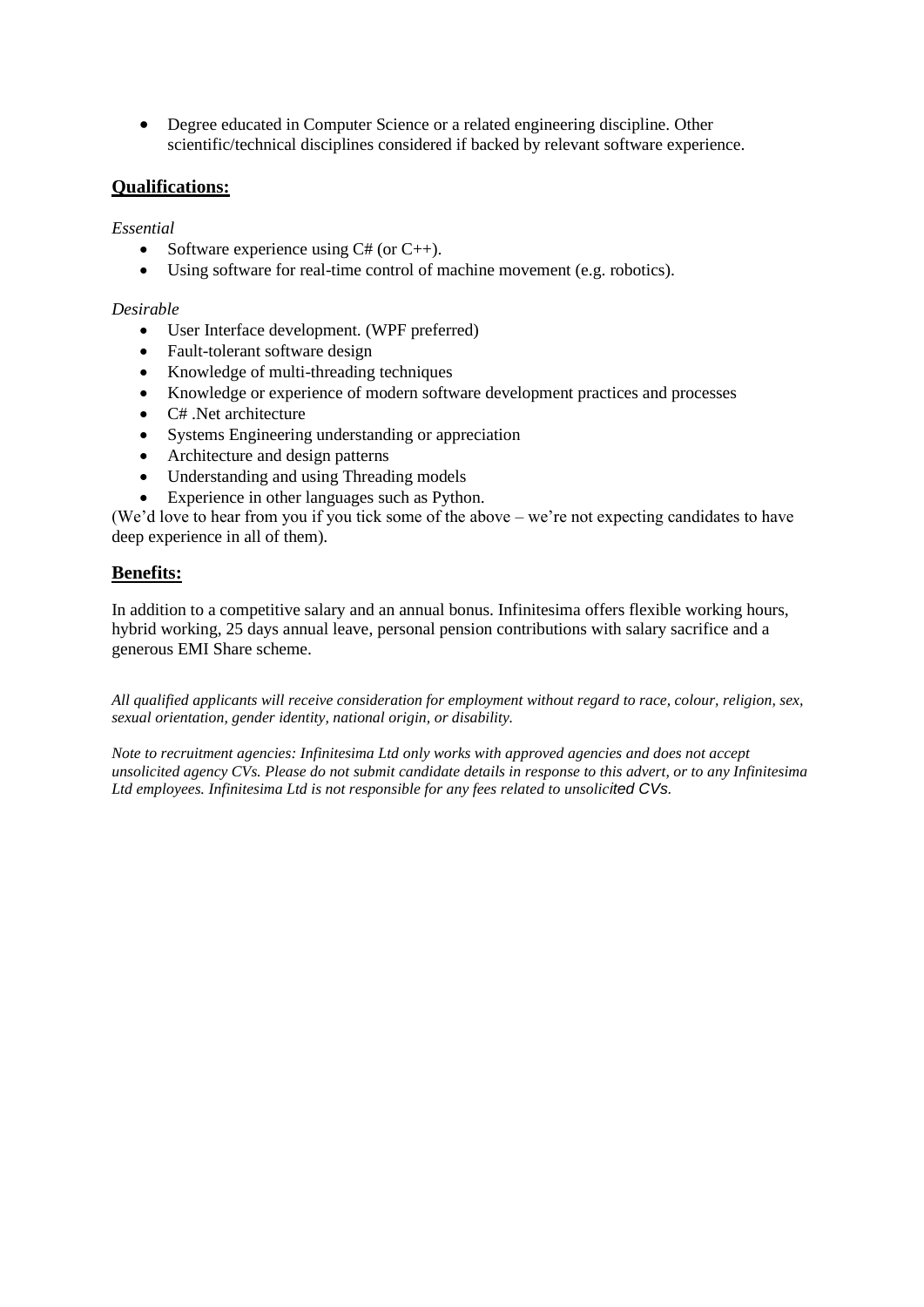- Degree educated in Computer Science or a related engineering discipline. Other scientific/technical disciplines considered if backed by relevant software experience.

## **Qualifications:**

*Essential*

- Software experience using C# (or C++).
- Using software for real-time control of machine movement (e.g. robotics).

*Desirable*

- User Interface development. (WPF preferred)
- Fault-tolerant software design
- Knowledge of multi-threading techniques
- Knowledge or experience of modern software development practices and processes
- C# .Net architecture
- Systems Engineering understanding or appreciation
- Architecture and design patterns
- Understanding and using Threading models
- Experience in other languages such as Python.

(We'd love to hear from you if you tick some of the above – we're not expecting candidates to have deep experience in all of them).

## **Benefits:**

In addition to a competitive salary and an annual bonus. Infinitesima offers flexible working hours, hybrid working, 25 days annual leave, personal pension contributions with salary sacrifice and a generous EMI Share scheme.

*All qualified applicants will receive consideration for employment without regard to race, colour, religion, sex, sexual orientation, gender identity, national origin, or disability.*

*Note to recruitment agencies: Infinitesima Ltd only works with approved agencies and does not accept unsolicited agency CVs. Please do not submit candidate details in response to this advert, or to any Infinitesima Ltd employees. Infinitesima Ltd is not responsible for any fees related to unsolicited CVs.*